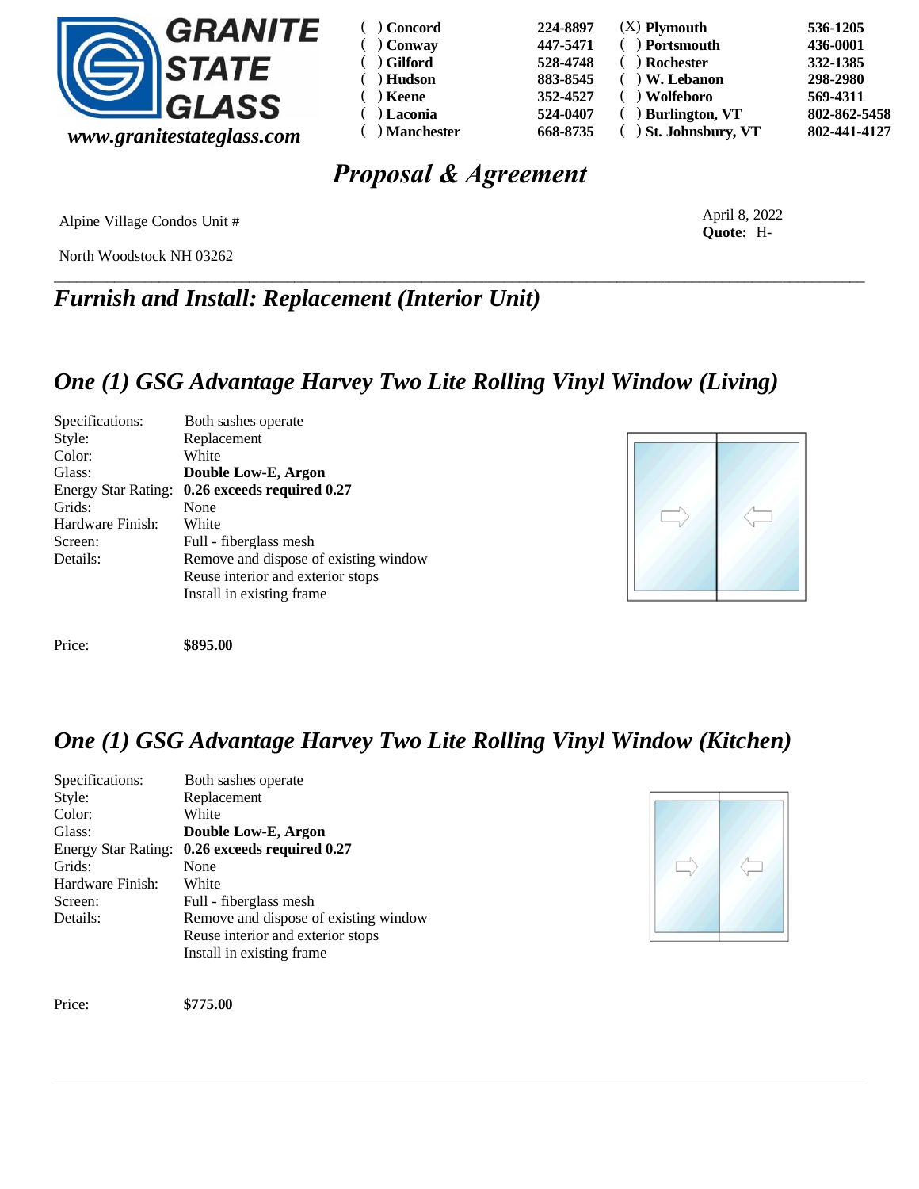**GRANITE STATE GLASS**

*www.granitestateglass.com*

| | | | |
|---|---|---|---|
| ( ) Concord | 224-8897 | (X) Plymouth | 536-1205 |
| ( ) Conway | 447-5471 | ( ) Portsmouth | 436-0001 |
| ( ) Gilford | 528-4748 | ( ) Rochester | 332-1385 |
| ( ) Hudson | 883-8545 | ( ) W. Lebanon | 298-2980 |
| ( ) Keene | 352-4527 | ( ) Wolfeboro | 569-4311 |
| ( ) Laconia | 524-0407 | ( ) Burlington, VT | 802-862-5458 |
| ( ) Manchester | 668-8735 | ( ) St. Johnsbury, VT | 802-441-4127 |

# *Proposal & Agreement*

Alpine Village Condos Unit #

North Woodstock NH 03262

April 8, 2022
**Quote:** H-

---

## *Furnish and Install: Replacement (Interior Unit)*

## *One (1) GSG Advantage Harvey Two Lite Rolling Vinyl Window (Living)*

| | |
|---|---|
| Specifications: | Both sashes operate |
| Style: | Replacement |
| Color: | White |
| Glass: | **Double Low-E, Argon** |
| Energy Star Rating: | **0.26 exceeds required 0.27** |
| Grids: | None |
| Hardware Finish: | White |
| Screen: | Full - fiberglass mesh |
| Details: | Remove and dispose of existing window |
| | Reuse interior and exterior stops |
| | Install in existing frame |

Price: **$895.00**

## *One (1) GSG Advantage Harvey Two Lite Rolling Vinyl Window (Kitchen)*

| | |
|---|---|
| Specifications: | Both sashes operate |
| Style: | Replacement |
| Color: | White |
| Glass: | **Double Low-E, Argon** |
| Energy Star Rating: | **0.26 exceeds required 0.27** |
| Grids: | None |
| Hardware Finish: | White |
| Screen: | Full - fiberglass mesh |
| Details: | Remove and dispose of existing window |
| | Reuse interior and exterior stops |
| | Install in existing frame |

Price: **$775.00**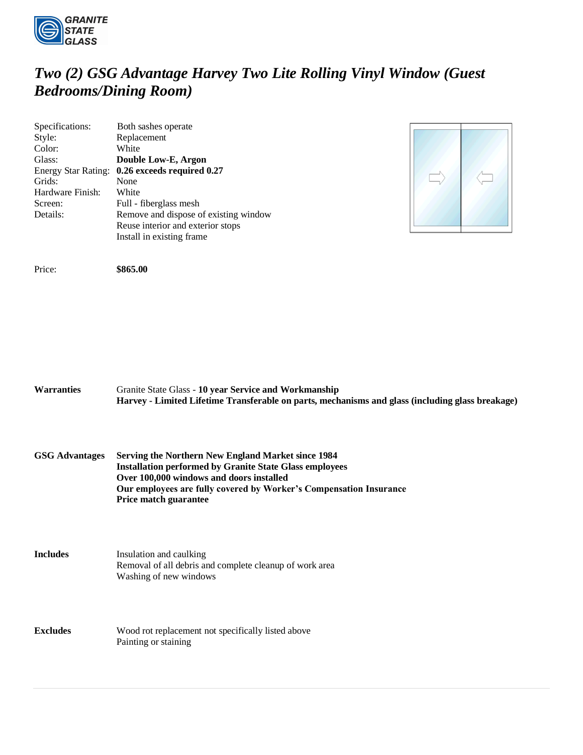# *Two (2) GSG Advantage Harvey Two Lite Rolling Vinyl Window (Guest Bedrooms/Dining Room)*

| | |
|---|---|
| Specifications: | Both sashes operate |
| Style: | Replacement |
| Color: | White |
| Glass: | **Double Low-E, Argon** |
| Energy Star Rating: | **0.26 exceeds required 0.27** |
| Grids: | None |
| Hardware Finish: | White |
| Screen: | Full - fiberglass mesh |
| Details: | Remove and dispose of existing window<br>Reuse interior and exterior stops<br>Install in existing frame |

Price: **$865.00**

**Warranties**

Granite State Glass - **10 year Service and Workmanship**
**Harvey - Limited Lifetime Transferable on parts, mechanisms and glass (including glass breakage)**

**GSG Advantages**

**Serving the Northern New England Market since 1984**
**Installation performed by Granite State Glass employees**
**Over 100,000 windows and doors installed**
**Our employees are fully covered by Worker's Compensation Insurance**
**Price match guarantee**

**Includes**

Insulation and caulking
Removal of all debris and complete cleanup of work area
Washing of new windows

**Excludes**

Wood rot replacement not specifically listed above
Painting or staining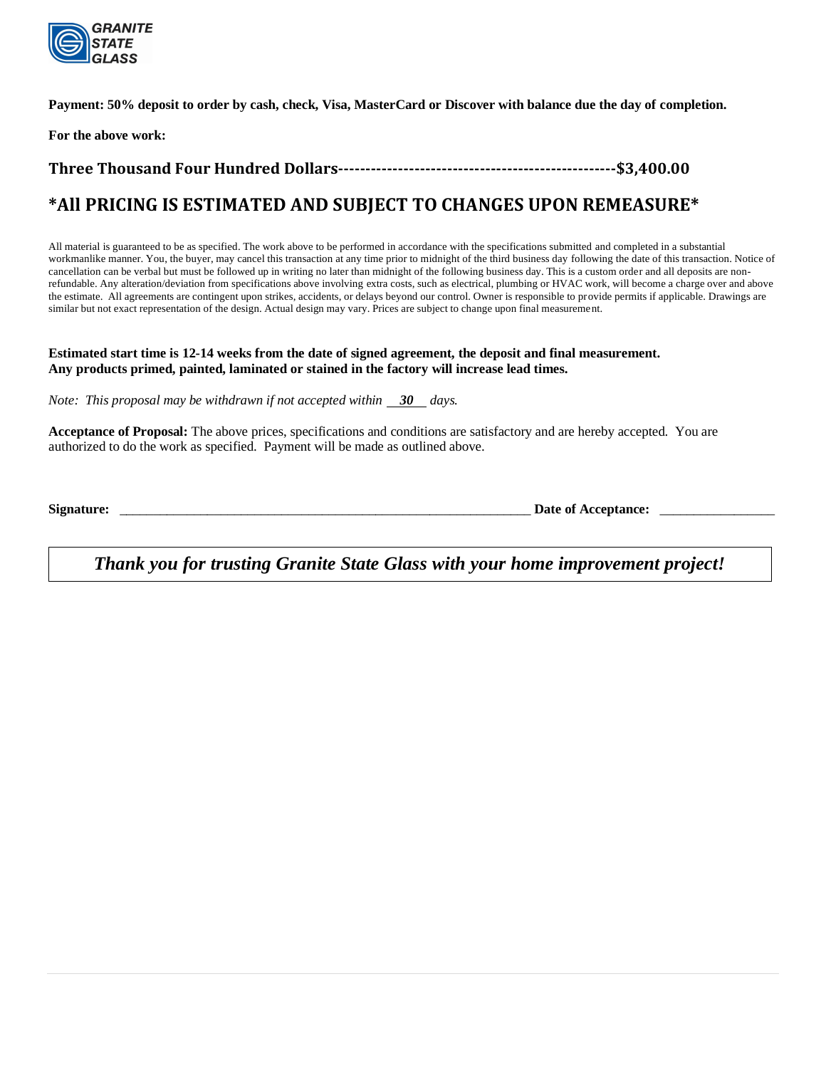GRANITE STATE GLASS

**Payment: 50% deposit to order by cash, check, Visa, MasterCard or Discover with balance due the day of completion.**

**For the above work:**

**Three Thousand Four Hundred Dollars--------------------------------------------------$3,400.00**

## *All PRICING IS ESTIMATED AND SUBJECT TO CHANGES UPON REMEASURE*

All material is guaranteed to be as specified. The work above to be performed in accordance with the specifications submitted and completed in a substantial workmanlike manner. You, the buyer, may cancel this transaction at any time prior to midnight of the third business day following the date of this transaction. Notice of cancellation can be verbal but must be followed up in writing no later than midnight of the following business day. This is a custom order and all deposits are non-refundable. Any alteration/deviation from specifications above involving extra costs, such as electrical, plumbing or HVAC work, will become a charge over and above the estimate. All agreements are contingent upon strikes, accidents, or delays beyond our control. Owner is responsible to provide permits if applicable. Drawings are similar but not exact representation of the design. Actual design may vary. Prices are subject to change upon final measurement.

**Estimated start time is 12-14 weeks from the date of signed agreement, the deposit and final measurement.**
**Any products primed, painted, laminated or stained in the factory will increase lead times.**

*Note: This proposal may be withdrawn if not accepted within* ***30*** *days.*

**Acceptance of Proposal:** The above prices, specifications and conditions are satisfactory and are hereby accepted. You are authorized to do the work as specified. Payment will be made as outlined above.

**Signature:** ______________________________________________________ **Date of Acceptance:** _______________

***Thank you for trusting Granite State Glass with your home improvement project!***